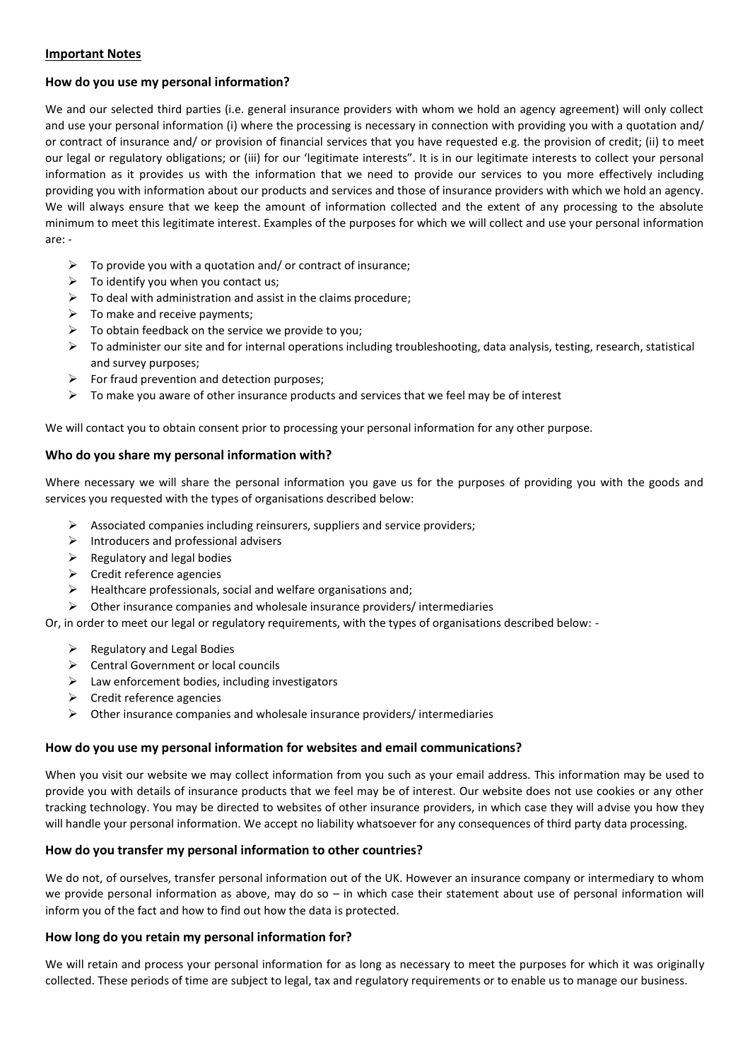**Important Notes**

### How do you use my personal information?

We and our selected third parties (i.e. general insurance providers with whom we hold an agency agreement) will only collect and use your personal information (i) where the processing is necessary in connection with providing you with a quotation and/ or contract of insurance and/ or provision of financial services that you have requested e.g. the provision of credit; (ii) to meet our legal or regulatory obligations; or (iii) for our 'legitimate interests". It is in our legitimate interests to collect your personal information as it provides us with the information that we need to provide our services to you more effectively including providing you with information about our products and services and those of insurance providers with which we hold an agency. We will always ensure that we keep the amount of information collected and the extent of any processing to the absolute minimum to meet this legitimate interest. Examples of the purposes for which we will collect and use your personal information are: -

- To provide you with a quotation and/ or contract of insurance;
- To identify you when you contact us;
- To deal with administration and assist in the claims procedure;
- To make and receive payments;
- To obtain feedback on the service we provide to you;
- To administer our site and for internal operations including troubleshooting, data analysis, testing, research, statistical and survey purposes;
- For fraud prevention and detection purposes;
- To make you aware of other insurance products and services that we feel may be of interest

We will contact you to obtain consent prior to processing your personal information for any other purpose.

### Who do you share my personal information with?

Where necessary we will share the personal information you gave us for the purposes of providing you with the goods and services you requested with the types of organisations described below:

- Associated companies including reinsurers, suppliers and service providers;
- Introducers and professional advisers
- Regulatory and legal bodies
- Credit reference agencies
- Healthcare professionals, social and welfare organisations and;
- Other insurance companies and wholesale insurance providers/ intermediaries

Or, in order to meet our legal or regulatory requirements, with the types of organisations described below: -

- Regulatory and Legal Bodies
- Central Government or local councils
- Law enforcement bodies, including investigators
- Credit reference agencies
- Other insurance companies and wholesale insurance providers/ intermediaries

### How do you use my personal information for websites and email communications?

When you visit our website we may collect information from you such as your email address. This information may be used to provide you with details of insurance products that we feel may be of interest. Our website does not use cookies or any other tracking technology. You may be directed to websites of other insurance providers, in which case they will advise you how they will handle your personal information. We accept no liability whatsoever for any consequences of third party data processing.

### How do you transfer my personal information to other countries?

We do not, of ourselves, transfer personal information out of the UK. However an insurance company or intermediary to whom we provide personal information as above, may do so – in which case their statement about use of personal information will inform you of the fact and how to find out how the data is protected.

### How long do you retain my personal information for?

We will retain and process your personal information for as long as necessary to meet the purposes for which it was originally collected. These periods of time are subject to legal, tax and regulatory requirements or to enable us to manage our business.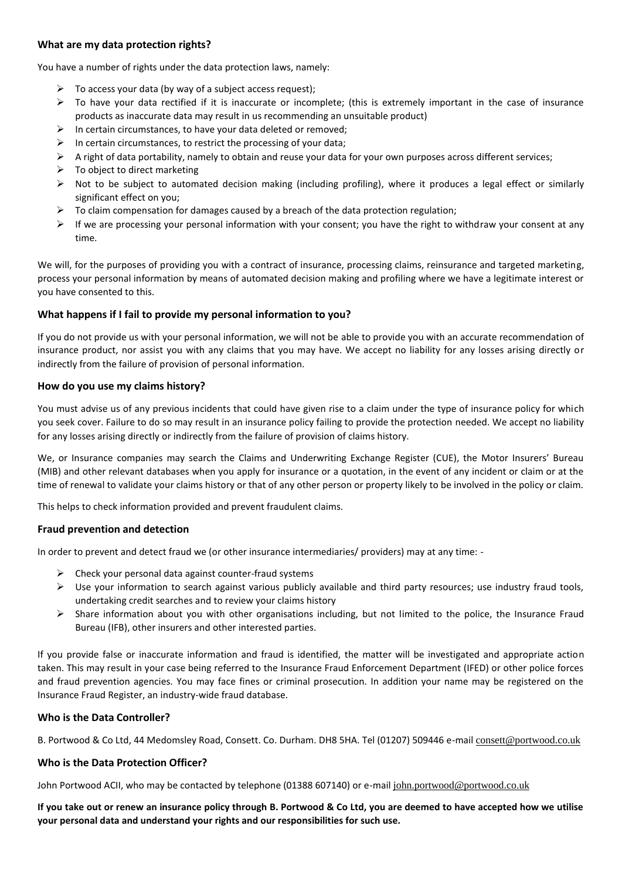### What are my data protection rights?

You have a number of rights under the data protection laws, namely:

- To access your data (by way of a subject access request);
- To have your data rectified if it is inaccurate or incomplete; (this is extremely important in the case of insurance products as inaccurate data may result in us recommending an unsuitable product)
- In certain circumstances, to have your data deleted or removed;
- In certain circumstances, to restrict the processing of your data;
- A right of data portability, namely to obtain and reuse your data for your own purposes across different services;
- To object to direct marketing
- Not to be subject to automated decision making (including profiling), where it produces a legal effect or similarly significant effect on you;
- To claim compensation for damages caused by a breach of the data protection regulation;
- If we are processing your personal information with your consent; you have the right to withdraw your consent at any time.

We will, for the purposes of providing you with a contract of insurance, processing claims, reinsurance and targeted marketing, process your personal information by means of automated decision making and profiling where we have a legitimate interest or you have consented to this.

### What happens if I fail to provide my personal information to you?

If you do not provide us with your personal information, we will not be able to provide you with an accurate recommendation of insurance product, nor assist you with any claims that you may have. We accept no liability for any losses arising directly or indirectly from the failure of provision of personal information.

### How do you use my claims history?

You must advise us of any previous incidents that could have given rise to a claim under the type of insurance policy for which you seek cover. Failure to do so may result in an insurance policy failing to provide the protection needed. We accept no liability for any losses arising directly or indirectly from the failure of provision of claims history.

We, or Insurance companies may search the Claims and Underwriting Exchange Register (CUE), the Motor Insurers' Bureau (MIB) and other relevant databases when you apply for insurance or a quotation, in the event of any incident or claim or at the time of renewal to validate your claims history or that of any other person or property likely to be involved in the policy or claim.

This helps to check information provided and prevent fraudulent claims.

### Fraud prevention and detection

In order to prevent and detect fraud we (or other insurance intermediaries/ providers) may at any time: -

- Check your personal data against counter-fraud systems
- Use your information to search against various publicly available and third party resources; use industry fraud tools, undertaking credit searches and to review your claims history
- Share information about you with other organisations including, but not limited to the police, the Insurance Fraud Bureau (IFB), other insurers and other interested parties.

If you provide false or inaccurate information and fraud is identified, the matter will be investigated and appropriate action taken. This may result in your case being referred to the Insurance Fraud Enforcement Department (IFED) or other police forces and fraud prevention agencies. You may face fines or criminal prosecution. In addition your name may be registered on the Insurance Fraud Register, an industry-wide fraud database.

### Who is the Data Controller?

B. Portwood & Co Ltd, 44 Medomsley Road, Consett. Co. Durham. DH8 5HA. Tel (01207) 509446 e-mail consett@portwood.co.uk

### Who is the Data Protection Officer?

John Portwood ACII, who may be contacted by telephone (01388 607140) or e-mail john.portwood@portwood.co.uk

**If you take out or renew an insurance policy through B. Portwood & Co Ltd, you are deemed to have accepted how we utilise your personal data and understand your rights and our responsibilities for such use.**